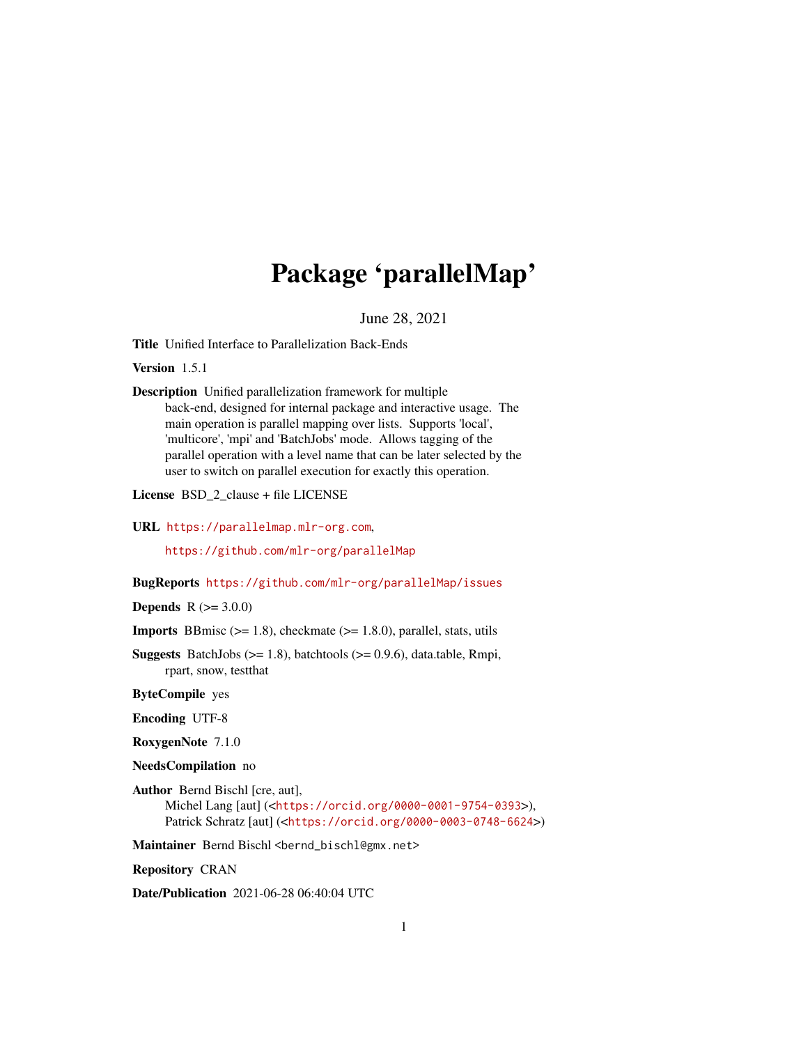# Package 'parallelMap'

June 28, 2021

**Title** Unified Interface to Parallelization Back-Ends

**Version** 1.5.1

**Description** Unified parallelization framework for multiple back-end, designed for internal package and interactive usage. The main operation is parallel mapping over lists. Supports 'local', 'multicore', 'mpi' and 'BatchJobs' mode. Allows tagging of the parallel operation with a level name that can be later selected by the user to switch on parallel execution for exactly this operation.

**License** BSD_2_clause + file LICENSE

**URL** https://parallelmap.mlr-org.com,
https://github.com/mlr-org/parallelMap

**BugReports** https://github.com/mlr-org/parallelMap/issues

**Depends** R (>= 3.0.0)

**Imports** BBmisc (>= 1.8), checkmate (>= 1.8.0), parallel, stats, utils

**Suggests** BatchJobs (>= 1.8), batchtools (>= 0.9.6), data.table, Rmpi, rpart, snow, testthat

**ByteCompile** yes

**Encoding** UTF-8

**RoxygenNote** 7.1.0

**NeedsCompilation** no

**Author** Bernd Bischl [cre, aut],
Michel Lang [aut] (<https://orcid.org/0000-0001-9754-0393>),
Patrick Schratz [aut] (<https://orcid.org/0000-0003-0748-6624>)

**Maintainer** Bernd Bischl <bernd_bischl@gmx.net>

**Repository** CRAN

**Date/Publication** 2021-06-28 06:40:04 UTC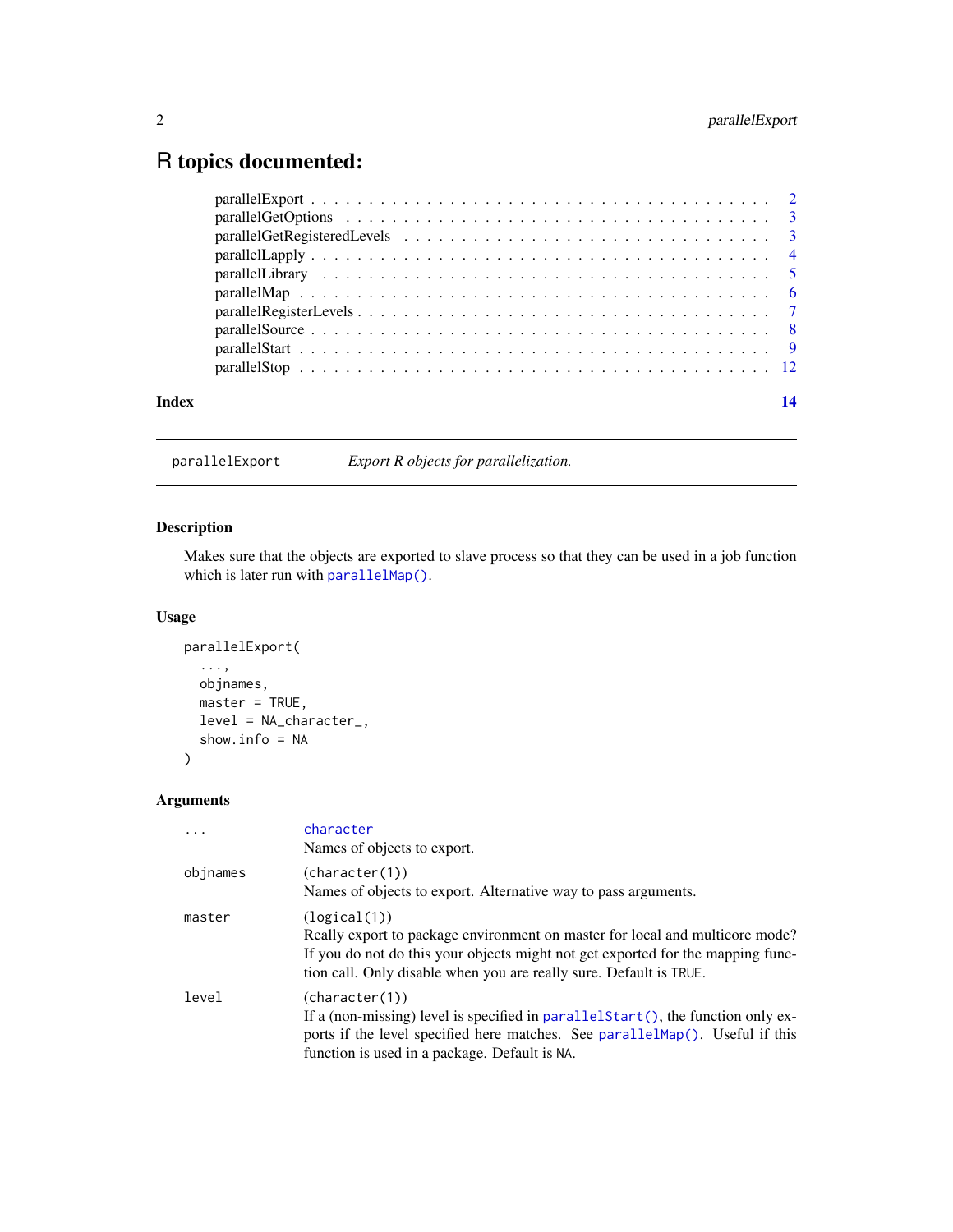# R topics documented:

parallelExport . . . . . . . . . . . . . . . . . . . . . . . . . . . . . . . . . . . . 2
parallelGetOptions . . . . . . . . . . . . . . . . . . . . . . . . . . . . . . . . . . 3
parallelGetRegisteredLevels . . . . . . . . . . . . . . . . . . . . . . . . . . . . . 3
parallelLapply . . . . . . . . . . . . . . . . . . . . . . . . . . . . . . . . . . . . 4
parallelLibrary . . . . . . . . . . . . . . . . . . . . . . . . . . . . . . . . . . . 5
parallelMap . . . . . . . . . . . . . . . . . . . . . . . . . . . . . . . . . . . . . 6
parallelRegisterLevels . . . . . . . . . . . . . . . . . . . . . . . . . . . . . . . 7
parallelSource . . . . . . . . . . . . . . . . . . . . . . . . . . . . . . . . . . . . 8
parallelStart . . . . . . . . . . . . . . . . . . . . . . . . . . . . . . . . . . . . 9
parallelStop . . . . . . . . . . . . . . . . . . . . . . . . . . . . . . . . . . . . 12

**Index** **14**

---

`parallelExport` *Export R objects for parallelization.*

---

### Description

Makes sure that the objects are exported to slave process so that they can be used in a job function which is later run with `parallelMap()`.

### Usage

```
parallelExport(
  ...,
  objnames,
  master = TRUE,
  level = NA_character_,
  show.info = NA
)
```

### Arguments

| | |
|---|---|
| `...` | `character`<br>Names of objects to export. |
| `objnames` | `(character(1))`<br>Names of objects to export. Alternative way to pass arguments. |
| `master` | `(logical(1))`<br>Really export to package environment on master for local and multicore mode? If you do not do this your objects might not get exported for the mapping function call. Only disable when you are really sure. Default is `TRUE`. |
| `level` | `(character(1))`<br>If a (non-missing) level is specified in `parallelStart()`, the function only exports if the level specified here matches. See `parallelMap()`. Useful if this function is used in a package. Default is `NA`. |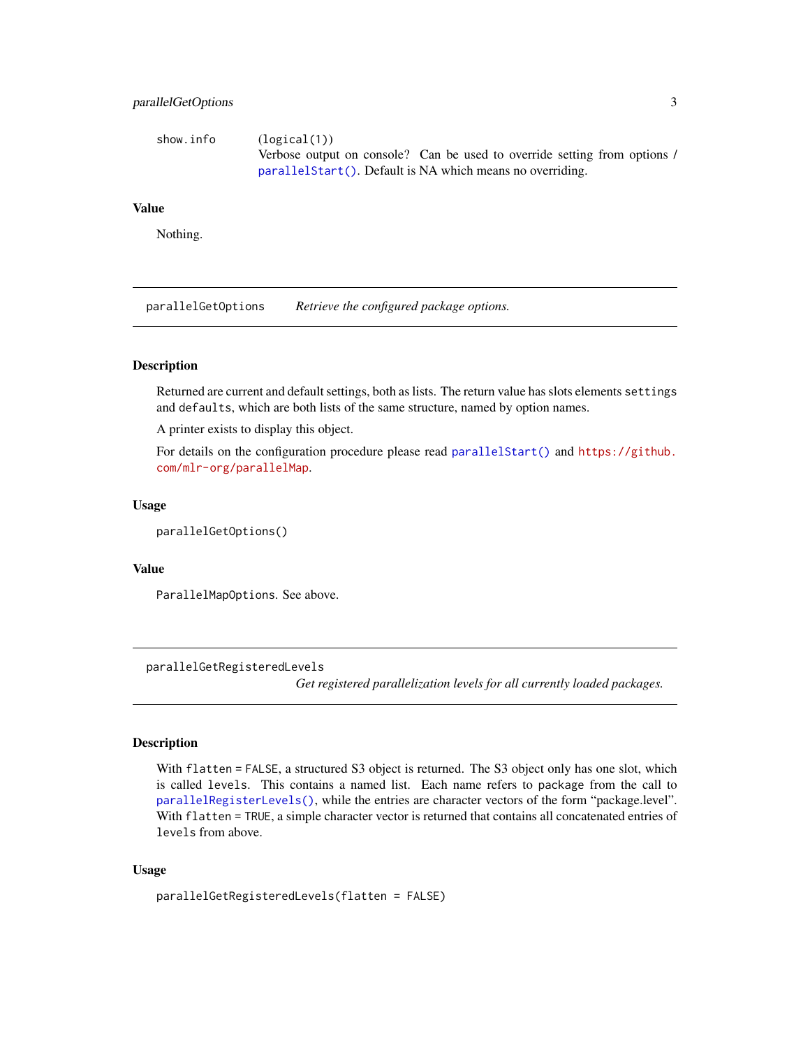| | |
|---|---|
| show.info | (logical(1))<br>Verbose output on console? Can be used to override setting from options / parallelStart(). Default is NA which means no overriding. |

### Value

Nothing.

---

## parallelGetOptions — *Retrieve the configured package options.*

### Description

Returned are current and default settings, both as lists. The return value has slots elements `settings` and `defaults`, which are both lists of the same structure, named by option names.

A printer exists to display this object.

For details on the configuration procedure please read `parallelStart()` and https://github.com/mlr-org/parallelMap.

### Usage

```
parallelGetOptions()
```

### Value

`ParallelMapOptions`. See above.

---

## parallelGetRegisteredLevels — *Get registered parallelization levels for all currently loaded packages.*

### Description

With `flatten = FALSE`, a structured S3 object is returned. The S3 object only has one slot, which is called `levels`. This contains a named list. Each name refers to `package` from the call to `parallelRegisterLevels()`, while the entries are character vectors of the form "package.level". With `flatten = TRUE`, a simple character vector is returned that contains all concatenated entries of `levels` from above.

### Usage

```
parallelGetRegisteredLevels(flatten = FALSE)
```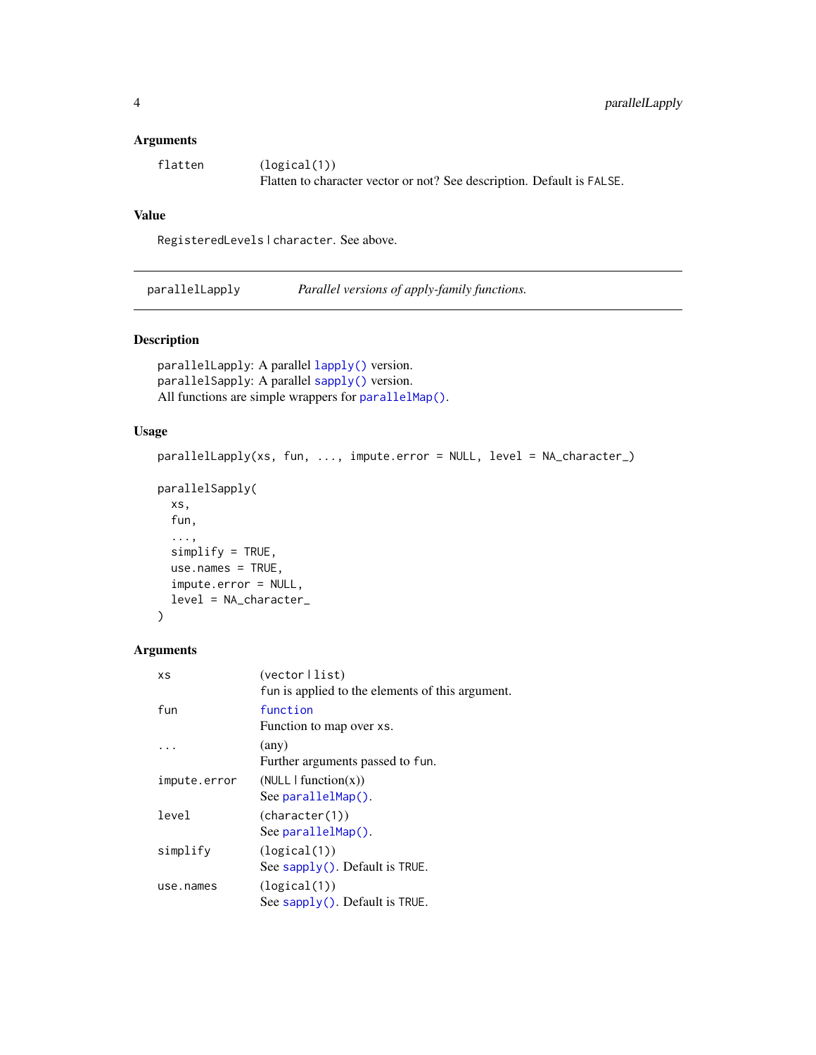### Arguments

| | |
|---|---|
| `flatten` | (logical(1))<br>Flatten to character vector or not? See description. Default is `FALSE`. |

### Value

`RegisteredLevels | character`. See above.

---

## parallelLapply — *Parallel versions of apply-family functions.*

### Description

`parallelLapply`: A parallel `lapply()` version.
`parallelSapply`: A parallel `sapply()` version.
All functions are simple wrappers for `parallelMap()`.

### Usage

```
parallelLapply(xs, fun, ..., impute.error = NULL, level = NA_character_)

parallelSapply(
  xs,
  fun,
  ...,
  simplify = TRUE,
  use.names = TRUE,
  impute.error = NULL,
  level = NA_character_
)
```

### Arguments

| | |
|---|---|
| `xs` | (vector \| list)<br>`fun` is applied to the elements of this argument. |
| `fun` | `function`<br>Function to map over `xs`. |
| `...` | (any)<br>Further arguments passed to `fun`. |
| `impute.error` | (NULL \| function(x))<br>See `parallelMap()`. |
| `level` | (character(1))<br>See `parallelMap()`. |
| `simplify` | (logical(1))<br>See `sapply()`. Default is `TRUE`. |
| `use.names` | (logical(1))<br>See `sapply()`. Default is `TRUE`. |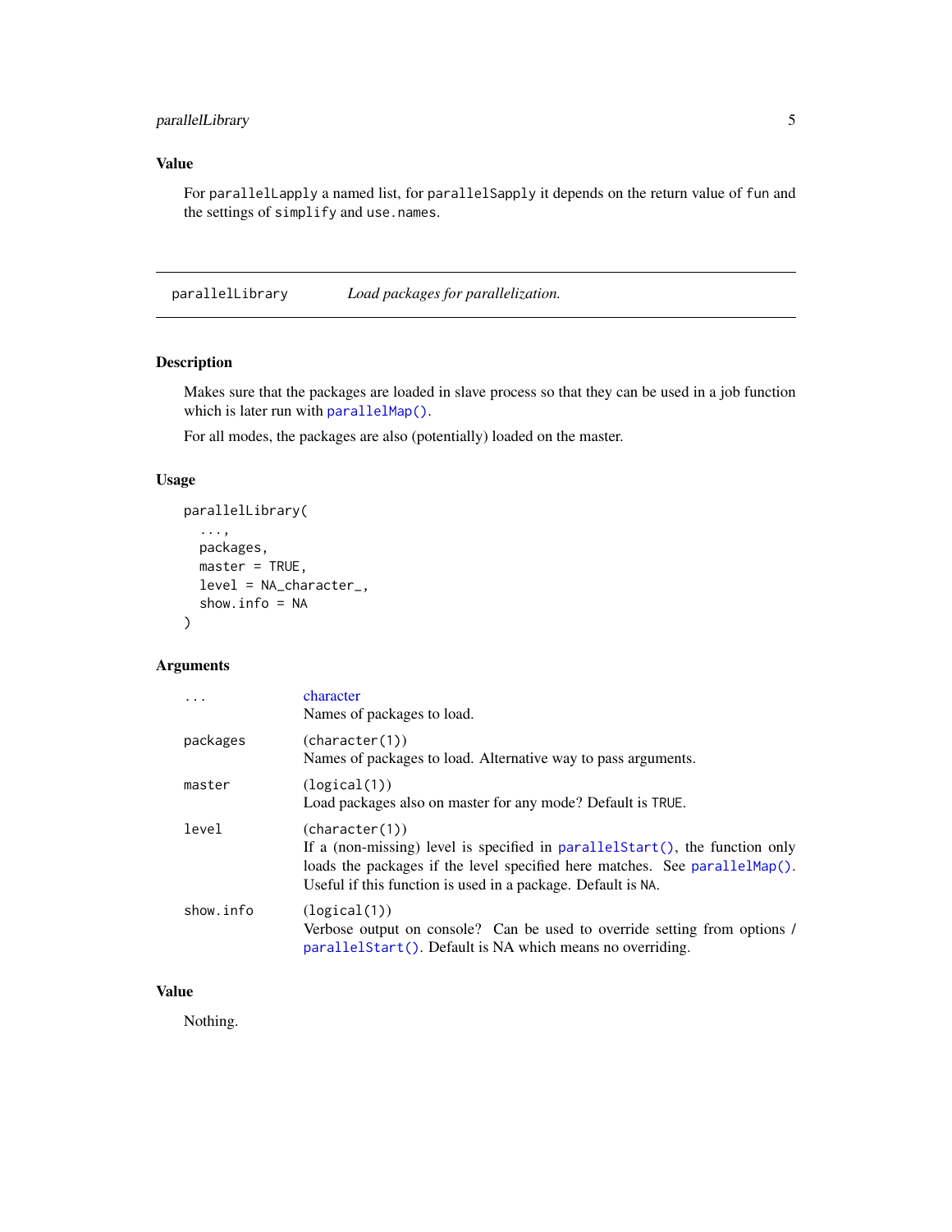### Value

For `parallelLapply` a named list, for `parallelSapply` it depends on the return value of `fun` and the settings of `simplify` and `use.names`.

---

## parallelLibrary — *Load packages for parallelization.*

### Description

Makes sure that the packages are loaded in slave process so that they can be used in a job function which is later run with `parallelMap()`.

For all modes, the packages are also (potentially) loaded on the master.

### Usage

```
parallelLibrary(
  ...,
  packages,
  master = TRUE,
  level = NA_character_,
  show.info = NA
)
```

### Arguments

| | |
|---|---|
| `...` | character<br>Names of packages to load. |
| `packages` | (`character(1)`)<br>Names of packages to load. Alternative way to pass arguments. |
| `master` | (`logical(1)`)<br>Load packages also on master for any mode? Default is `TRUE`. |
| `level` | (`character(1)`)<br>If a (non-missing) level is specified in `parallelStart()`, the function only loads the packages if the level specified here matches. See `parallelMap()`. Useful if this function is used in a package. Default is `NA`. |
| `show.info` | (`logical(1)`)<br>Verbose output on console? Can be used to override setting from options / `parallelStart()`. Default is NA which means no overriding. |

### Value

Nothing.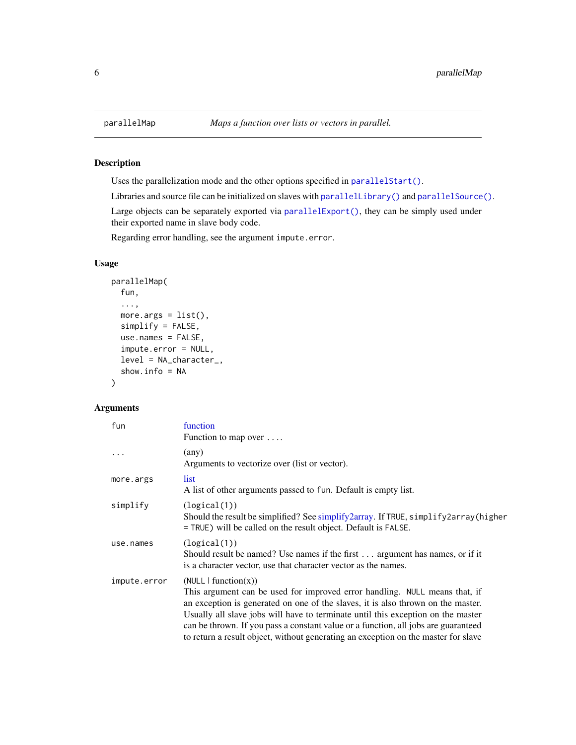parallelMap — *Maps a function over lists or vectors in parallel.*

### Description

Uses the parallelization mode and the other options specified in `parallelStart()`.

Libraries and source file can be initialized on slaves with `parallelLibrary()` and `parallelSource()`.

Large objects can be separately exported via `parallelExport()`, they can be simply used under their exported name in slave body code.

Regarding error handling, see the argument `impute.error`.

### Usage

```
parallelMap(
  fun,
  ...,
  more.args = list(),
  simplify = FALSE,
  use.names = FALSE,
  impute.error = NULL,
  level = NA_character_,
  show.info = NA
)
```

### Arguments

| | |
|---|---|
| `fun` | function<br>Function to map over `...`. |
| `...` | (any)<br>Arguments to vectorize over (list or vector). |
| `more.args` | list<br>A list of other arguments passed to `fun`. Default is empty list. |
| `simplify` | (`logical(1)`)<br>Should the result be simplified? See simplify2array. If `TRUE`, `simplify2array(higher = TRUE)` will be called on the result object. Default is `FALSE`. |
| `use.names` | (`logical(1)`)<br>Should result be named? Use names if the first `...` argument has names, or if it is a character vector, use that character vector as the names. |
| `impute.error` | (`NULL` \| function(x))<br>This argument can be used for improved error handling. `NULL` means that, if an exception is generated on one of the slaves, it is also thrown on the master. Usually all slave jobs will have to terminate until this exception on the master can be thrown. If you pass a constant value or a function, all jobs are guaranteed to return a result object, without generating an exception on the master for slave |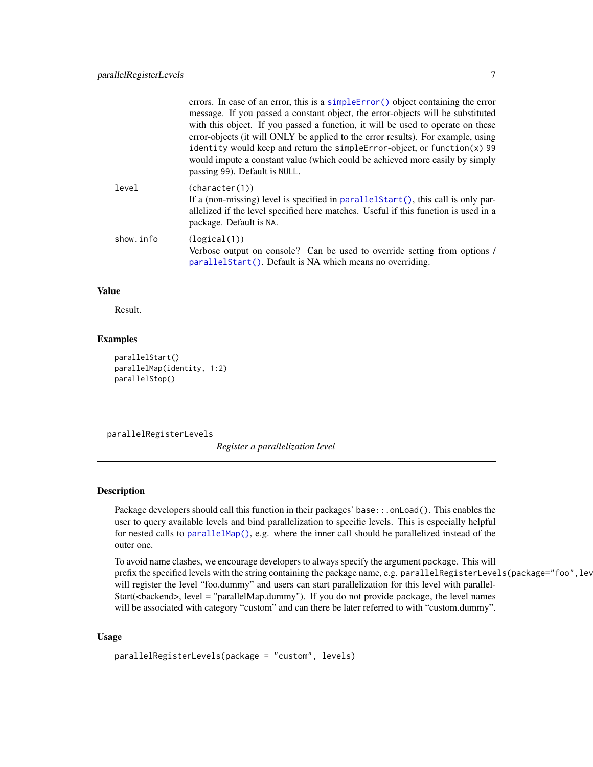errors. In case of an error, this is a `simpleError()` object containing the error message. If you passed a constant object, the error-objects will be substituted with this object. If you passed a function, it will be used to operate on these error-objects (it will ONLY be applied to the error results). For example, using `identity` would keep and return the `simpleError`-object, or `function(x) 99` would impute a constant value (which could be achieved more easily by simply passing `99`). Default is `NULL`.

| | |
|---|---|
| level | (`character(1)`)<br>If a (non-missing) level is specified in `parallelStart()`, this call is only parallelized if the level specified here matches. Useful if this function is used in a package. Default is `NA`. |
| show.info | (`logical(1)`)<br>Verbose output on console? Can be used to override setting from options / `parallelStart()`. Default is NA which means no overriding. |

### Value

Result.

### Examples

```
parallelStart()
parallelMap(identity, 1:2)
parallelStop()
```

---

## parallelRegisterLevels

*Register a parallelization level*

---

### Description

Package developers should call this function in their packages' `base::.onLoad()`. This enables the user to query available levels and bind parallelization to specific levels. This is especially helpful for nested calls to `parallelMap()`, e.g. where the inner call should be parallelized instead of the outer one.

To avoid name clashes, we encourage developers to always specify the argument `package`. This will prefix the specified levels with the string containing the package name, e.g. `parallelRegisterLevels(package="foo",lev` will register the level "foo.dummy" and users can start parallelization for this level with parallelStart(<backend>, level = "parallelMap.dummy"). If you do not provide `package`, the level names will be associated with category "custom" and can there be later referred to with "custom.dummy".

### Usage

```
parallelRegisterLevels(package = "custom", levels)
```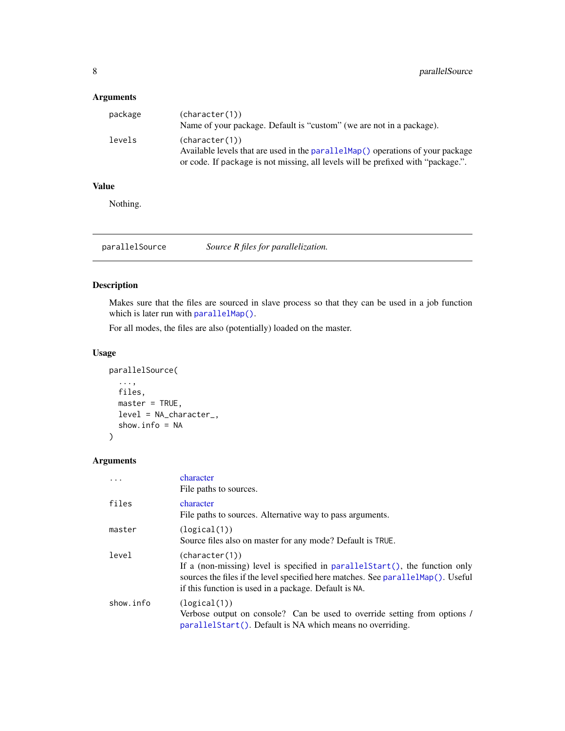### Arguments

package
: (character(1))
  Name of your package. Default is “custom” (we are not in a package).

levels
: (character(1))
  Available levels that are used in the parallelMap() operations of your package or code. If package is not missing, all levels will be prefixed with “package.”.

### Value

Nothing.

---

## parallelSource — *Source R files for parallelization.*

### Description

Makes sure that the files are sourced in slave process so that they can be used in a job function which is later run with parallelMap().

For all modes, the files are also (potentially) loaded on the master.

### Usage

```
parallelSource(
  ...,
  files,
  master = TRUE,
  level = NA_character_,
  show.info = NA
)
```

### Arguments

...
: character
  File paths to sources.

files
: character
  File paths to sources. Alternative way to pass arguments.

master
: (logical(1))
  Source files also on master for any mode? Default is TRUE.

level
: (character(1))
  If a (non-missing) level is specified in parallelStart(), the function only sources the files if the level specified here matches. See parallelMap(). Useful if this function is used in a package. Default is NA.

show.info
: (logical(1))
  Verbose output on console? Can be used to override setting from options / parallelStart(). Default is NA which means no overriding.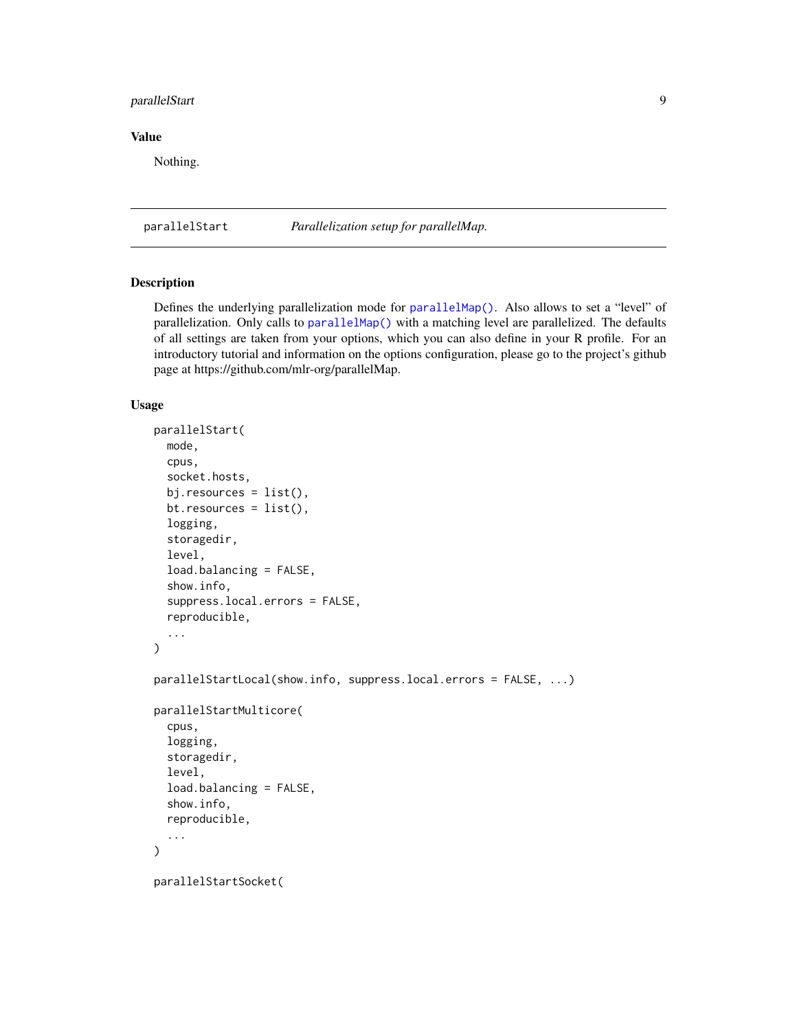### Value

Nothing.

---

## parallelStart — *Parallelization setup for parallelMap.*

---

### Description

Defines the underlying parallelization mode for `parallelMap()`. Also allows to set a "level" of parallelization. Only calls to `parallelMap()` with a matching level are parallelized. The defaults of all settings are taken from your options, which you can also define in your R profile. For an introductory tutorial and information on the options configuration, please go to the project's github page at https://github.com/mlr-org/parallelMap.

### Usage

```
parallelStart(
  mode,
  cpus,
  socket.hosts,
  bj.resources = list(),
  bt.resources = list(),
  logging,
  storagedir,
  level,
  load.balancing = FALSE,
  show.info,
  suppress.local.errors = FALSE,
  reproducible,
  ...
)

parallelStartLocal(show.info, suppress.local.errors = FALSE, ...)

parallelStartMulticore(
  cpus,
  logging,
  storagedir,
  level,
  load.balancing = FALSE,
  show.info,
  reproducible,
  ...
)

parallelStartSocket(
```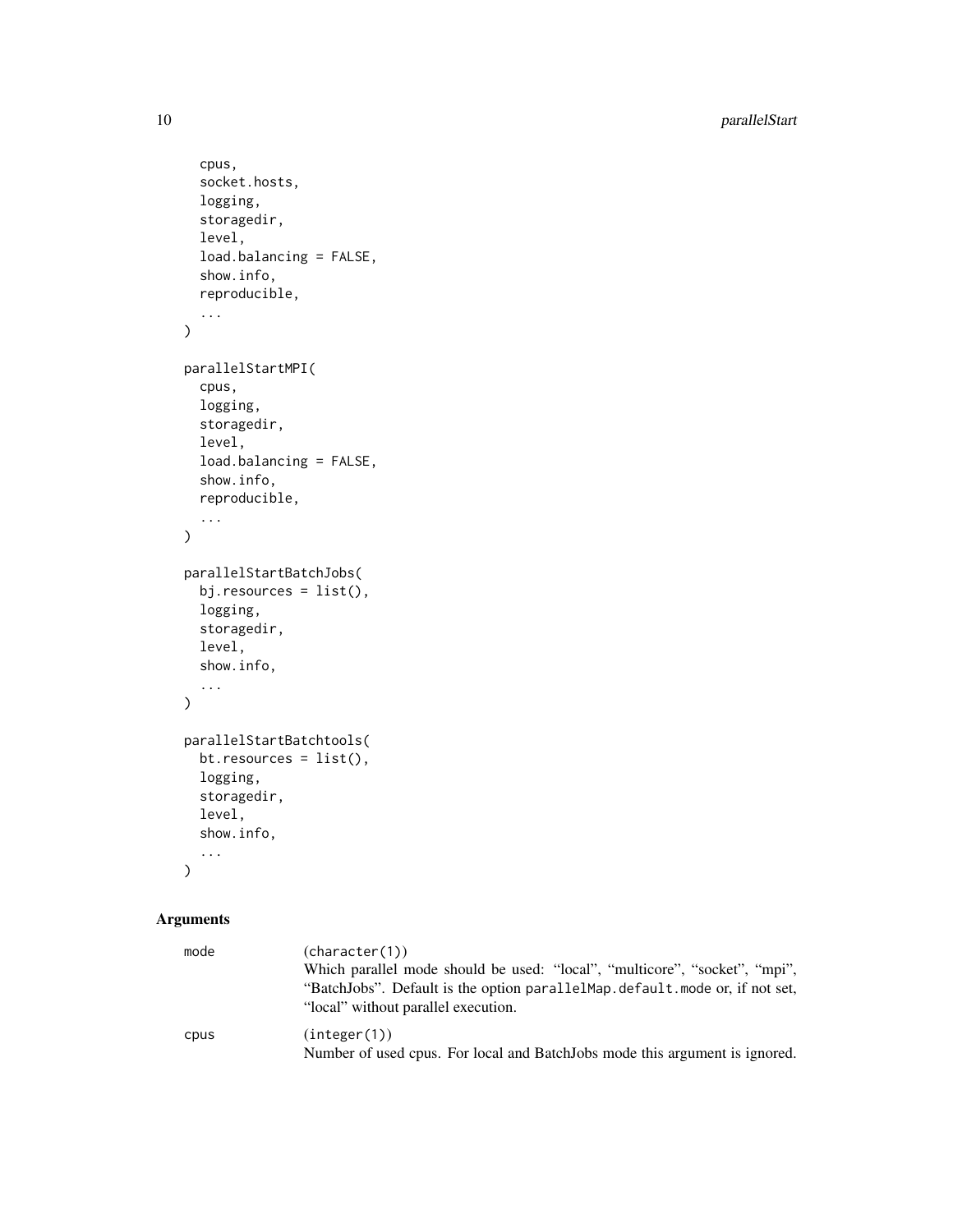```
  cpus,
  socket.hosts,
  logging,
  storagedir,
  level,
  load.balancing = FALSE,
  show.info,
  reproducible,
  ...
)

parallelStartMPI(
  cpus,
  logging,
  storagedir,
  level,
  load.balancing = FALSE,
  show.info,
  reproducible,
  ...
)

parallelStartBatchJobs(
  bj.resources = list(),
  logging,
  storagedir,
  level,
  show.info,
  ...
)

parallelStartBatchtools(
  bt.resources = list(),
  logging,
  storagedir,
  level,
  show.info,
  ...
)
```

## Arguments

`mode` (character(1))
Which parallel mode should be used: "local", "multicore", "socket", "mpi", "BatchJobs". Default is the option `parallelMap.default.mode` or, if not set, "local" without parallel execution.

`cpus` (integer(1))
Number of used cpus. For local and BatchJobs mode this argument is ignored.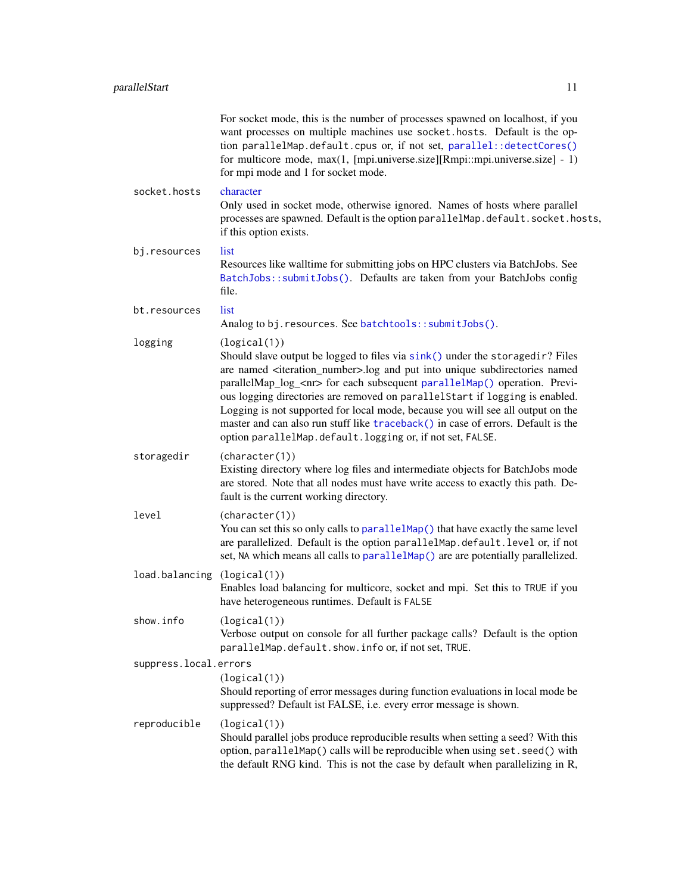For socket mode, this is the number of processes spawned on localhost, if you want processes on multiple machines use `socket.hosts`. Default is the option `parallelMap.default.cpus` or, if not set, `parallel::detectCores()` for multicore mode, max(1, [mpi.universe.size][Rmpi::mpi.universe.size] - 1) for mpi mode and 1 for socket mode.

`socket.hosts`
: character
  Only used in socket mode, otherwise ignored. Names of hosts where parallel processes are spawned. Default is the option `parallelMap.default.socket.hosts`, if this option exists.

`bj.resources`
: list
  Resources like walltime for submitting jobs on HPC clusters via BatchJobs. See `BatchJobs::submitJobs()`. Defaults are taken from your BatchJobs config file.

`bt.resources`
: list
  Analog to `bj.resources`. See `batchtools::submitJobs()`.

`logging`
: (`logical(1)`)
  Should slave output be logged to files via `sink()` under the `storagedir`? Files are named <iteration_number>.log and put into unique subdirectories named parallelMap_log_<nr> for each subsequent `parallelMap()` operation. Previous logging directories are removed on `parallelStart` if `logging` is enabled. Logging is not supported for local mode, because you will see all output on the master and can also run stuff like `traceback()` in case of errors. Default is the option `parallelMap.default.logging` or, if not set, `FALSE`.

`storagedir`
: (`character(1)`)
  Existing directory where log files and intermediate objects for BatchJobs mode are stored. Note that all nodes must have write access to exactly this path. Default is the current working directory.

`level`
: (`character(1)`)
  You can set this so only calls to `parallelMap()` that have exactly the same level are parallelized. Default is the option `parallelMap.default.level` or, if not set, `NA` which means all calls to `parallelMap()` are are potentially parallelized.

`load.balancing`
: (`logical(1)`)
  Enables load balancing for multicore, socket and mpi. Set this to `TRUE` if you have heterogeneous runtimes. Default is `FALSE`

`show.info`
: (`logical(1)`)
  Verbose output on console for all further package calls? Default is the option `parallelMap.default.show.info` or, if not set, `TRUE`.

`suppress.local.errors`
: (`logical(1)`)
  Should reporting of error messages during function evaluations in local mode be suppressed? Default ist FALSE, i.e. every error message is shown.

`reproducible`
: (`logical(1)`)
  Should parallel jobs produce reproducible results when setting a seed? With this option, `parallelMap()` calls will be reproducible when using `set.seed()` with the default RNG kind. This is not the case by default when parallelizing in R,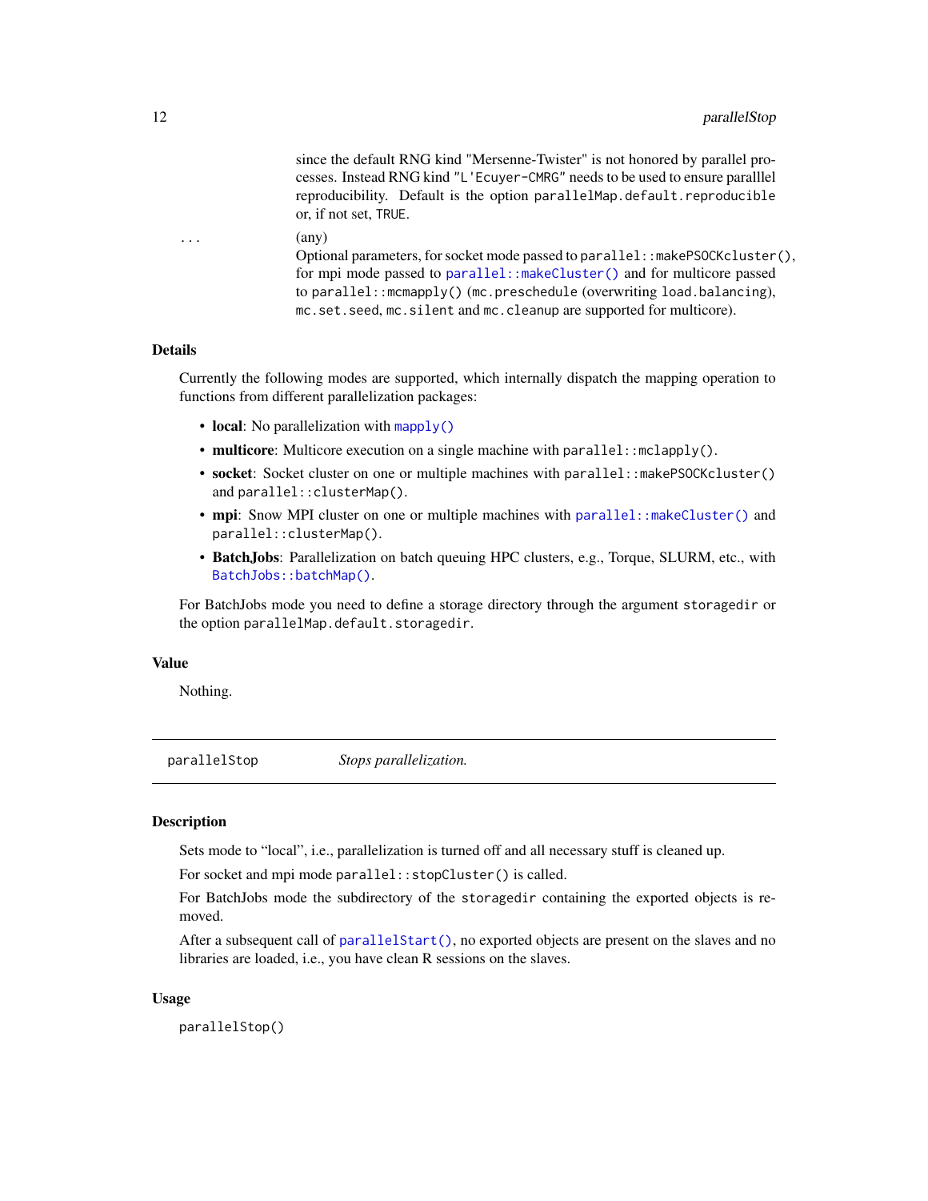since the default RNG kind "Mersenne-Twister" is not honored by parallel processes. Instead RNG kind "L'Ecuyer-CMRG" needs to be used to ensure paralllel reproducibility. Default is the option `parallelMap.default.reproducible` or, if not set, `TRUE`.

`...` (any)
Optional parameters, for socket mode passed to `parallel::makePSOCKcluster()`, for mpi mode passed to `parallel::makeCluster()` and for multicore passed to `parallel::mcmapply()` (`mc.preschedule` (overwriting `load.balancing`), `mc.set.seed`, `mc.silent` and `mc.cleanup` are supported for multicore).

### Details

Currently the following modes are supported, which internally dispatch the mapping operation to functions from different parallelization packages:

- **local**: No parallelization with `mapply()`
- **multicore**: Multicore execution on a single machine with `parallel::mclapply()`.
- **socket**: Socket cluster on one or multiple machines with `parallel::makePSOCKcluster()` and `parallel::clusterMap()`.
- **mpi**: Snow MPI cluster on one or multiple machines with `parallel::makeCluster()` and `parallel::clusterMap()`.
- **BatchJobs**: Parallelization on batch queuing HPC clusters, e.g., Torque, SLURM, etc., with `BatchJobs::batchMap()`.

For BatchJobs mode you need to define a storage directory through the argument `storagedir` or the option `parallelMap.default.storagedir`.

### Value

Nothing.

---

## parallelStop *Stops parallelization.*

### Description

Sets mode to "local", i.e., parallelization is turned off and all necessary stuff is cleaned up.

For socket and mpi mode `parallel::stopCluster()` is called.

For BatchJobs mode the subdirectory of the `storagedir` containing the exported objects is removed.

After a subsequent call of `parallelStart()`, no exported objects are present on the slaves and no libraries are loaded, i.e., you have clean R sessions on the slaves.

### Usage

```
parallelStop()
```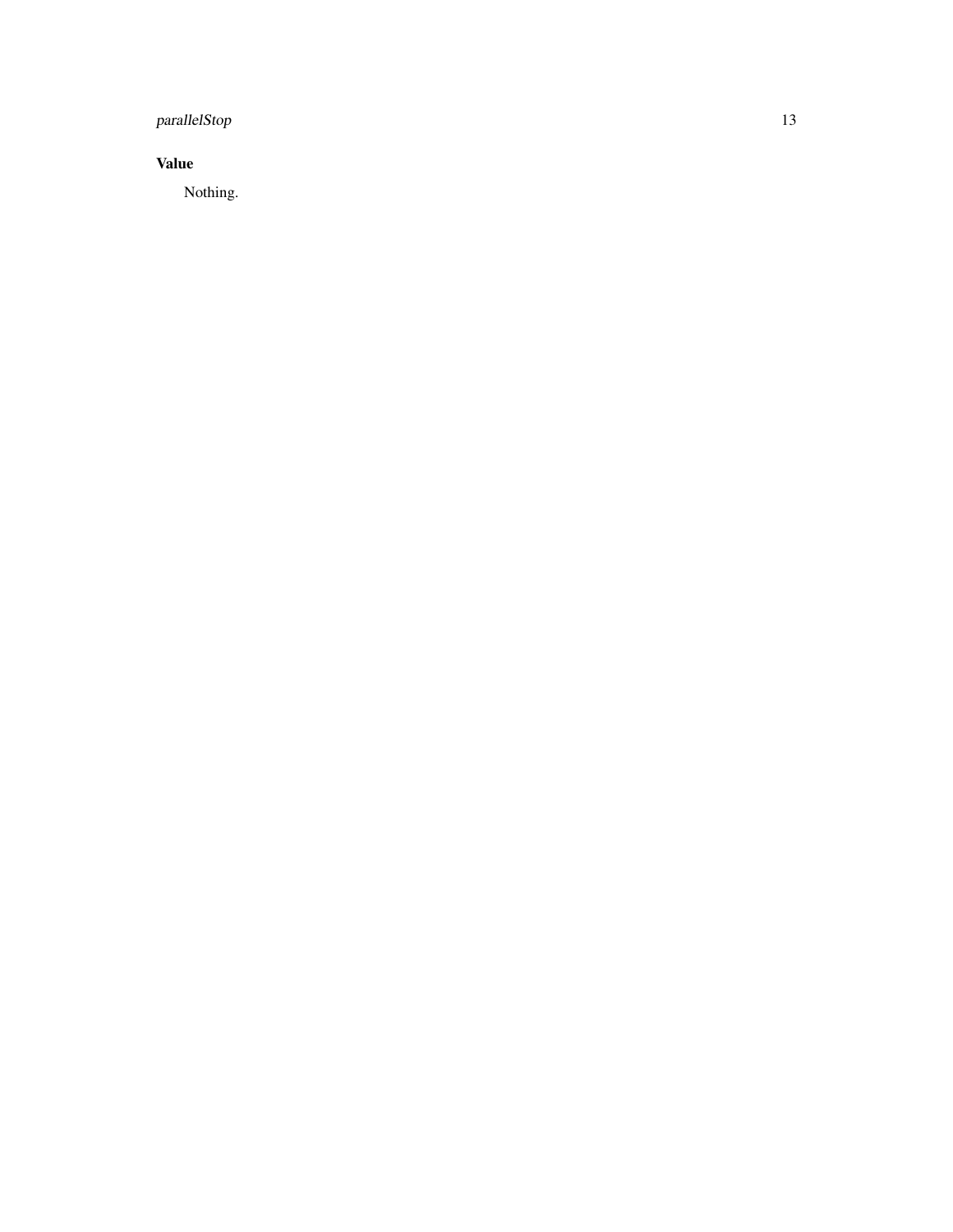### Value

Nothing.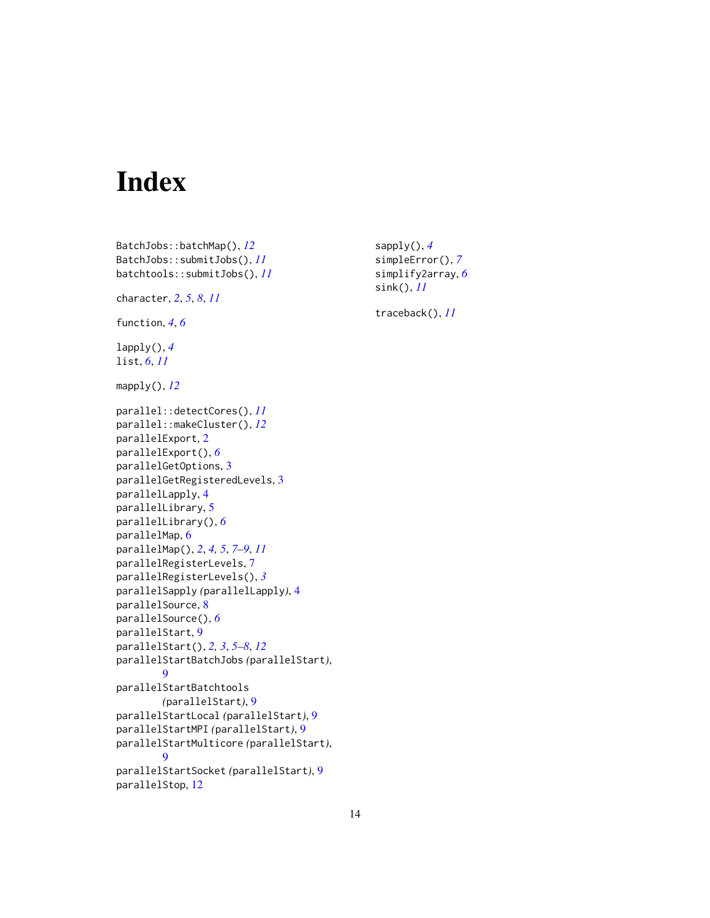# Index

BatchJobs::batchMap(), *12*
BatchJobs::submitJobs(), *11*
batchtools::submitJobs(), *11*

character, *2*, *5*, *8*, *11*

function, *4*, *6*

lapply(), *4*
list, *6*, *11*

mapply(), *12*

parallel::detectCores(), *11*
parallel::makeCluster(), *12*
parallelExport, 2
parallelExport(), *6*
parallelGetOptions, 3
parallelGetRegisteredLevels, 3
parallelLapply, 4
parallelLibrary, 5
parallelLibrary(), *6*
parallelMap, 6
parallelMap(), *2*, *4, 5*, *7–9*, *11*
parallelRegisterLevels, 7
parallelRegisterLevels(), *3*
parallelSapply *(*parallelLapply*)*, 4
parallelSource, 8
parallelSource(), *6*
parallelStart, 9
parallelStart(), *2, 3*, *5–8*, *12*
parallelStartBatchJobs *(*parallelStart*)*, 9
parallelStartBatchtools *(*parallelStart*)*, 9
parallelStartLocal *(*parallelStart*)*, 9
parallelStartMPI *(*parallelStart*)*, 9
parallelStartMulticore *(*parallelStart*)*, 9
parallelStartSocket *(*parallelStart*)*, 9
parallelStop, 12

sapply(), *4*
simpleError(), *7*
simplify2array, *6*
sink(), *11*

traceback(), *11*